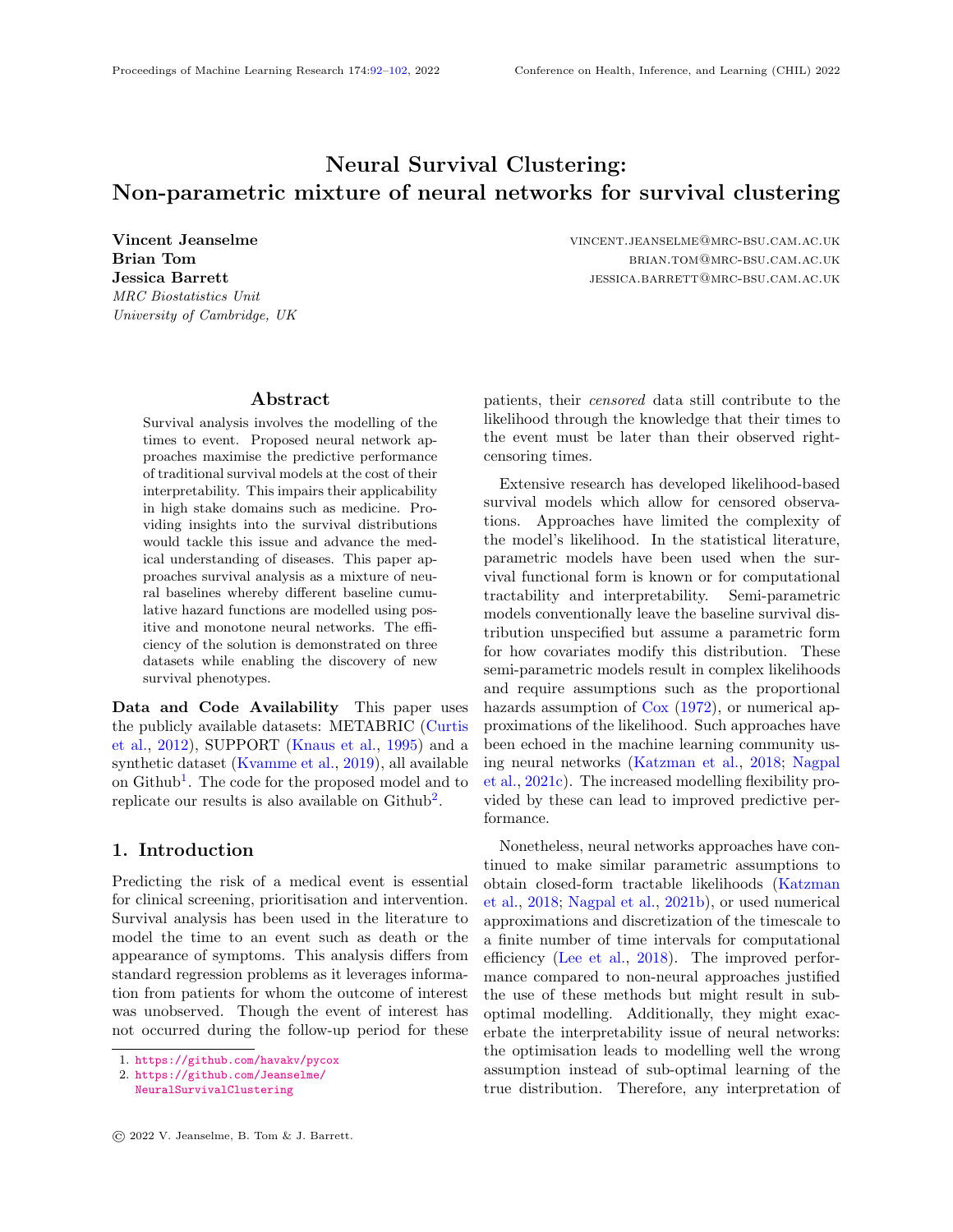# Neural Survival Clustering: Non-parametric mixture of neural networks for survival clustering

**Vincent Jeanselme** vincent.jeanselme@mrc-bsu.cam.ac.uk
**Brian Tom** brian.tom@mrc-bsu.cam.ac.uk
**Jessica Barrett** jessica.barrett@mrc-bsu.cam.ac.uk
*MRC Biostatistics Unit*
*University of Cambridge, UK*

## Abstract

Survival analysis involves the modelling of the times to event. Proposed neural network approaches maximise the predictive performance of traditional survival models at the cost of their interpretability. This impairs their applicability in high stake domains such as medicine. Providing insights into the survival distributions would tackle this issue and advance the medical understanding of diseases. This paper approaches survival analysis as a mixture of neural baselines whereby different baseline cumulative hazard functions are modelled using positive and monotone neural networks. The efficiency of the solution is demonstrated on three datasets while enabling the discovery of new survival phenotypes.

**Data and Code Availability** This paper uses the publicly available datasets: METABRIC (Curtis et al., 2012), SUPPORT (Knaus et al., 1995) and a synthetic dataset (Kvamme et al., 2019), all available on Github[1]. The code for the proposed model and to replicate our results is also available on Github[2].

## 1. Introduction

Predicting the risk of a medical event is essential for clinical screening, prioritisation and intervention. Survival analysis has been used in the literature to model the time to an event such as death or the appearance of symptoms. This analysis differs from standard regression problems as it leverages information from patients for whom the outcome of interest was unobserved. Though the event of interest has not occurred during the follow-up period for these patients, their *censored* data still contribute to the likelihood through the knowledge that their times to the event must be later than their observed right-censoring times.

Extensive research has developed likelihood-based survival models which allow for censored observations. Approaches have limited the complexity of the model's likelihood. In the statistical literature, parametric models have been used when the survival functional form is known or for computational tractability and interpretability. Semi-parametric models conventionally leave the baseline survival distribution unspecified but assume a parametric form for how covariates modify this distribution. These semi-parametric models result in complex likelihoods and require assumptions such as the proportional hazards assumption of Cox (1972), or numerical approximations of the likelihood. Such approaches have been echoed in the machine learning community using neural networks (Katzman et al., 2018; Nagpal et al., 2021c). The increased modelling flexibility provided by these can lead to improved predictive performance.

Nonetheless, neural networks approaches have continued to make similar parametric assumptions to obtain closed-form tractable likelihoods (Katzman et al., 2018; Nagpal et al., 2021b), or used numerical approximations and discretization of the timescale to a finite number of time intervals for computational efficiency (Lee et al., 2018). The improved performance compared to non-neural approaches justified the use of these methods but might result in suboptimal modelling. Additionally, they might exacerbate the interpretability issue of neural networks: the optimisation leads to modelling well the wrong assumption instead of sub-optimal learning of the true distribution. Therefore, any interpretation of

1. https://github.com/havakv/pycox
2. https://github.com/Jeanselme/NeuralSurvivalClustering

© 2022 V. Jeanselme, B. Tom & J. Barrett.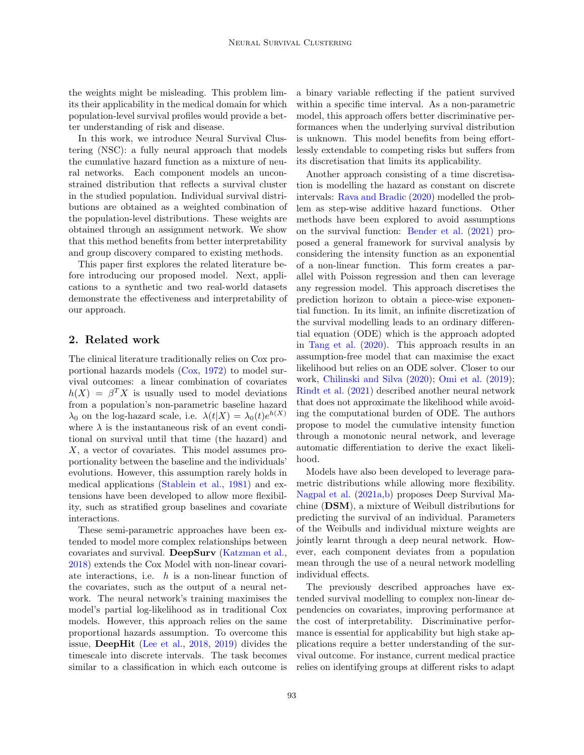the weights might be misleading. This problem limits their applicability in the medical domain for which population-level survival profiles would provide a better understanding of risk and disease.

In this work, we introduce Neural Survival Clustering (NSC): a fully neural approach that models the cumulative hazard function as a mixture of neural networks. Each component models an unconstrained distribution that reflects a survival cluster in the studied population. Individual survival distributions are obtained as a weighted combination of the population-level distributions. These weights are obtained through an assignment network. We show that this method benefits from better interpretability and group discovery compared to existing methods.

This paper first explores the related literature before introducing our proposed model. Next, applications to a synthetic and two real-world datasets demonstrate the effectiveness and interpretability of our approach.

## 2. Related work

The clinical literature traditionally relies on Cox proportional hazards models (Cox, 1972) to model survival outcomes: a linear combination of covariates $h(X) = \beta^T X$ is usually used to model deviations from a population's non-parametric baseline hazard $\lambda_0$ on the log-hazard scale, i.e. $\lambda(t|X) = \lambda_0(t)e^{h(X)}$ where $\lambda$ is the instantaneous risk of an event conditional on survival until that time (the hazard) and $X$, a vector of covariates. This model assumes proportionality between the baseline and the individuals' evolutions. However, this assumption rarely holds in medical applications (Stablein et al., 1981) and extensions have been developed to allow more flexibility, such as stratified group baselines and covariate interactions.

These semi-parametric approaches have been extended to model more complex relationships between covariates and survival. **DeepSurv** (Katzman et al., 2018) extends the Cox Model with non-linear covariate interactions, i.e. $h$ is a non-linear function of the covariates, such as the output of a neural network. The neural network's training maximises the model's partial log-likelihood as in traditional Cox models. However, this approach relies on the same proportional hazards assumption. To overcome this issue, **DeepHit** (Lee et al., 2018, 2019) divides the timescale into discrete intervals. The task becomes similar to a classification in which each outcome is a binary variable reflecting if the patient survived within a specific time interval. As a non-parametric model, this approach offers better discriminative performances when the underlying survival distribution is unknown. This model benefits from being effortlessly extendable to competing risks but suffers from its discretisation that limits its applicability.

Another approach consisting of a time discretisation is modelling the hazard as constant on discrete intervals: Rava and Bradic (2020) modelled the problem as step-wise additive hazard functions. Other methods have been explored to avoid assumptions on the survival function: Bender et al. (2021) proposed a general framework for survival analysis by considering the intensity function as an exponential of a non-linear function. This form creates a parallel with Poisson regression and then can leverage any regression model. This approach discretises the prediction horizon to obtain a piece-wise exponential function. In its limit, an infinite discretization of the survival modelling leads to an ordinary differential equation (ODE) which is the approach adopted in Tang et al. (2020). This approach results in an assumption-free model that can maximise the exact likelihood but relies on an ODE solver. Closer to our work, Chilinski and Silva (2020); Omi et al. (2019); Rindt et al. (2021) described another neural network that does not approximate the likelihood while avoiding the computational burden of ODE. The authors propose to model the cumulative intensity function through a monotonic neural network, and leverage automatic differentiation to derive the exact likelihood.

Models have also been developed to leverage parametric distributions while allowing more flexibility. Nagpal et al. (2021a,b) proposes Deep Survival Machine (**DSM**), a mixture of Weibull distributions for predicting the survival of an individual. Parameters of the Weibulls and individual mixture weights are jointly learnt through a deep neural network. However, each component deviates from a population mean through the use of a neural network modelling individual effects.

The previously described approaches have extended survival modelling to complex non-linear dependencies on covariates, improving performance at the cost of interpretability. Discriminative performance is essential for applicability but high stake applications require a better understanding of the survival outcome. For instance, current medical practice relies on identifying groups at different risks to adapt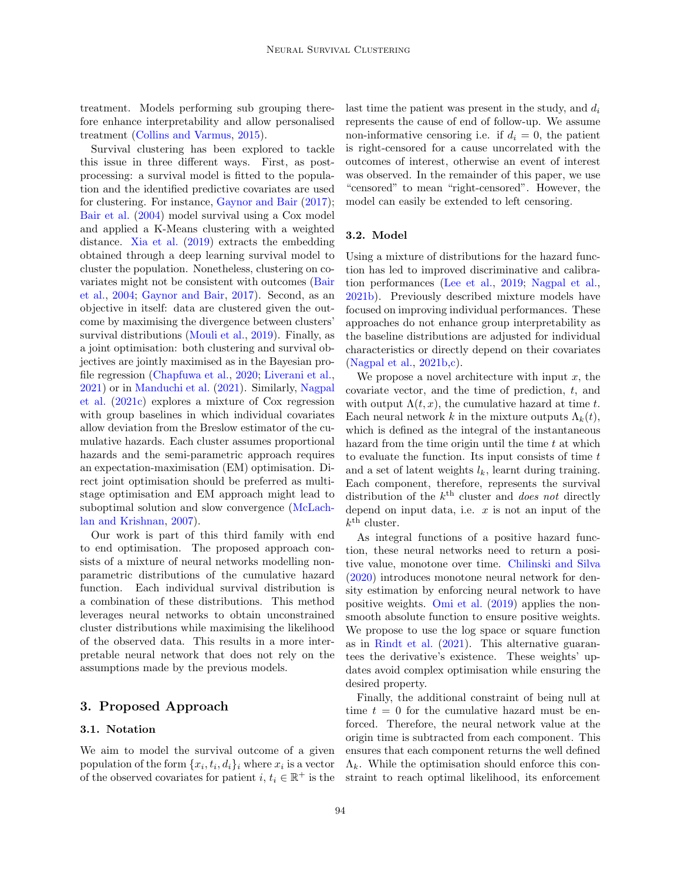treatment. Models performing sub grouping therefore enhance interpretability and allow personalised treatment (Collins and Varmus, 2015).

Survival clustering has been explored to tackle this issue in three different ways. First, as post-processing: a survival model is fitted to the population and the identified predictive covariates are used for clustering. For instance, Gaynor and Bair (2017); Bair et al. (2004) model survival using a Cox model and applied a K-Means clustering with a weighted distance. Xia et al. (2019) extracts the embedding obtained through a deep learning survival model to cluster the population. Nonetheless, clustering on covariates might not be consistent with outcomes (Bair et al., 2004; Gaynor and Bair, 2017). Second, as an objective in itself: data are clustered given the outcome by maximising the divergence between clusters' survival distributions (Mouli et al., 2019). Finally, as a joint optimisation: both clustering and survival objectives are jointly maximised as in the Bayesian profile regression (Chapfuwa et al., 2020; Liverani et al., 2021) or in Manduchi et al. (2021). Similarly, Nagpal et al. (2021c) explores a mixture of Cox regression with group baselines in which individual covariates allow deviation from the Breslow estimator of the cumulative hazards. Each cluster assumes proportional hazards and the semi-parametric approach requires an expectation-maximisation (EM) optimisation. Direct joint optimisation should be preferred as multi-stage optimisation and EM approach might lead to suboptimal solution and slow convergence (McLachlan and Krishnan, 2007).

Our work is part of this third family with end to end optimisation. The proposed approach consists of a mixture of neural networks modelling non-parametric distributions of the cumulative hazard function. Each individual survival distribution is a combination of these distributions. This method leverages neural networks to obtain unconstrained cluster distributions while maximising the likelihood of the observed data. This results in a more interpretable neural network that does not rely on the assumptions made by the previous models.

## 3. Proposed Approach

### 3.1. Notation

We aim to model the survival outcome of a given population of the form $\{x_i, t_i, d_i\}_i$ where $x_i$ is a vector of the observed covariates for patient $i$, $t_i \in \mathbb{R}^+$ is the last time the patient was present in the study, and $d_i$ represents the cause of end of follow-up. We assume non-informative censoring i.e. if $d_i = 0$, the patient is right-censored for a cause uncorrelated with the outcomes of interest, otherwise an event of interest was observed. In the remainder of this paper, we use "censored" to mean "right-censored". However, the model can easily be extended to left censoring.

### 3.2. Model

Using a mixture of distributions for the hazard function has led to improved discriminative and calibration performances (Lee et al., 2019; Nagpal et al., 2021b). Previously described mixture models have focused on improving individual performances. These approaches do not enhance group interpretability as the baseline distributions are adjusted for individual characteristics or directly depend on their covariates (Nagpal et al., 2021b,c).

We propose a novel architecture with input $x$, the covariate vector, and the time of prediction, $t$, and with output $\Lambda(t, x)$, the cumulative hazard at time $t$. Each neural network $k$ in the mixture outputs $\Lambda_k(t)$, which is defined as the integral of the instantaneous hazard from the time origin until the time $t$ at which to evaluate the function. Its input consists of time $t$ and a set of latent weights $l_k$, learnt during training. Each component, therefore, represents the survival distribution of the $k^{\text{th}}$ cluster and *does not* directly depend on input data, i.e. $x$ is not an input of the $k^{\text{th}}$ cluster.

As integral functions of a positive hazard function, these neural networks need to return a positive value, monotone over time. Chilinski and Silva (2020) introduces monotone neural network for density estimation by enforcing neural network to have positive weights. Omi et al. (2019) applies the non-smooth absolute function to ensure positive weights. We propose to use the log space or square function as in Rindt et al. (2021). This alternative guarantees the derivative's existence. These weights' updates avoid complex optimisation while ensuring the desired property.

Finally, the additional constraint of being null at time $t = 0$ for the cumulative hazard must be enforced. Therefore, the neural network value at the origin time is subtracted from each component. This ensures that each component returns the well defined $\Lambda_k$. While the optimisation should enforce this constraint to reach optimal likelihood, its enforcement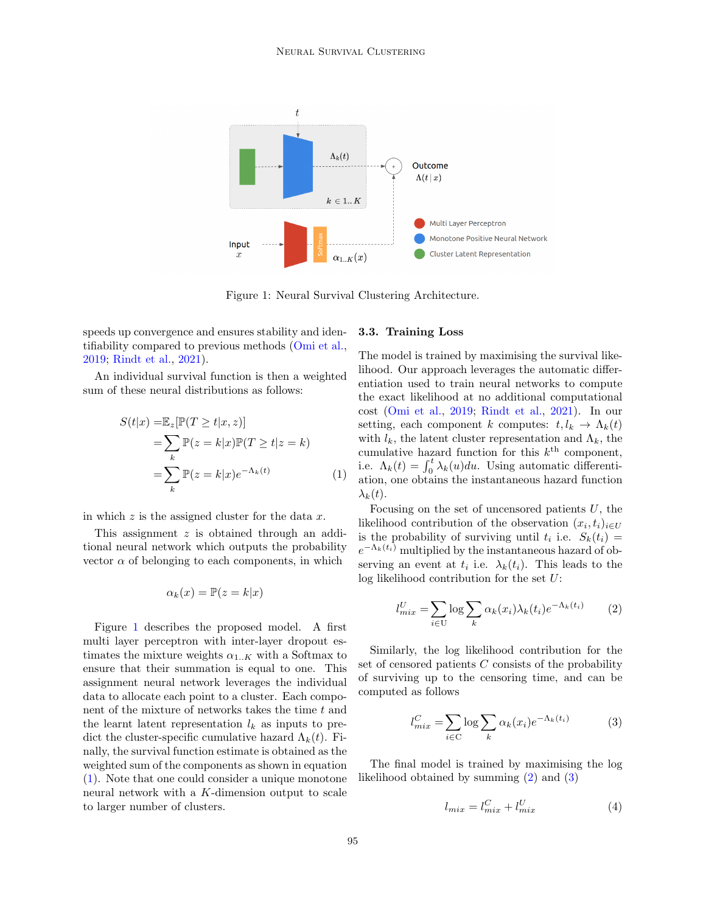Figure 1: Neural Survival Clustering Architecture.

speeds up convergence and ensures stability and identifiability compared to previous methods (Omi et al., 2019; Rindt et al., 2021).

An individual survival function is then a weighted sum of these neural distributions as follows:

$$
\begin{aligned}
S(t|x) =& \mathbb{E}_z[\mathbb{P}(T \geq t|x, z)] \\
=& \sum_k \mathbb{P}(z = k|x)\mathbb{P}(T \geq t|z = k) \\
=& \sum_k \mathbb{P}(z = k|x)e^{-\Lambda_k(t)}
\end{aligned}
\tag{1}
$$

in which $z$ is the assigned cluster for the data $x$.

This assignment $z$ is obtained through an additional neural network which outputs the probability vector $\alpha$ of belonging to each components, in which

$$
\alpha_k(x) = \mathbb{P}(z = k|x)
$$

Figure 1 describes the proposed model. A first multi layer perceptron with inter-layer dropout estimates the mixture weights $\alpha_{1..K}$ with a Softmax to ensure that their summation is equal to one. This assignment neural network leverages the individual data to allocate each point to a cluster. Each component of the mixture of networks takes the time $t$ and the learnt latent representation $l_k$ as inputs to predict the cluster-specific cumulative hazard $\Lambda_k(t)$. Finally, the survival function estimate is obtained as the weighted sum of the components as shown in equation (1). Note that one could consider a unique monotone neural network with a $K$-dimension output to scale to larger number of clusters.

### 3.3. Training Loss

The model is trained by maximising the survival likelihood. Our approach leverages the automatic differentiation used to train neural networks to compute the exact likelihood at no additional computational cost (Omi et al., 2019; Rindt et al., 2021). In our setting, each component $k$ computes: $t, l_k \rightarrow \Lambda_k(t)$ with $l_k$, the latent cluster representation and $\Lambda_k$, the cumulative hazard function for this $k^{\text{th}}$ component, i.e. $\Lambda_k(t) = \int_0^t \lambda_k(u)du$. Using automatic differentiation, one obtains the instantaneous hazard function $\lambda_k(t)$.

Focusing on the set of uncensored patients $U$, the likelihood contribution of the observation $(x_i, t_i)_{i \in U}$ is the probability of surviving until $t_i$ i.e. $S_k(t_i) = e^{-\Lambda_k(t_i)}$ multiplied by the instantaneous hazard of observing an event at $t_i$ i.e. $\lambda_k(t_i)$. This leads to the log likelihood contribution for the set $U$:

$$
l^U_{mix} = \sum_{i \in \mathrm{U}} \log \sum_k \alpha_k(x_i)\lambda_k(t_i)e^{-\Lambda_k(t_i)}
\tag{2}
$$

Similarly, the log likelihood contribution for the set of censored patients $C$ consists of the probability of surviving up to the censoring time, and can be computed as follows

$$
l^C_{mix} = \sum_{i \in \mathrm{C}} \log \sum_k \alpha_k(x_i)e^{-\Lambda_k(t_i)}
\tag{3}
$$

The final model is trained by maximising the log likelihood obtained by summing (2) and (3)

$$
l_{mix} = l^C_{mix} + l^U_{mix}
\tag{4}
$$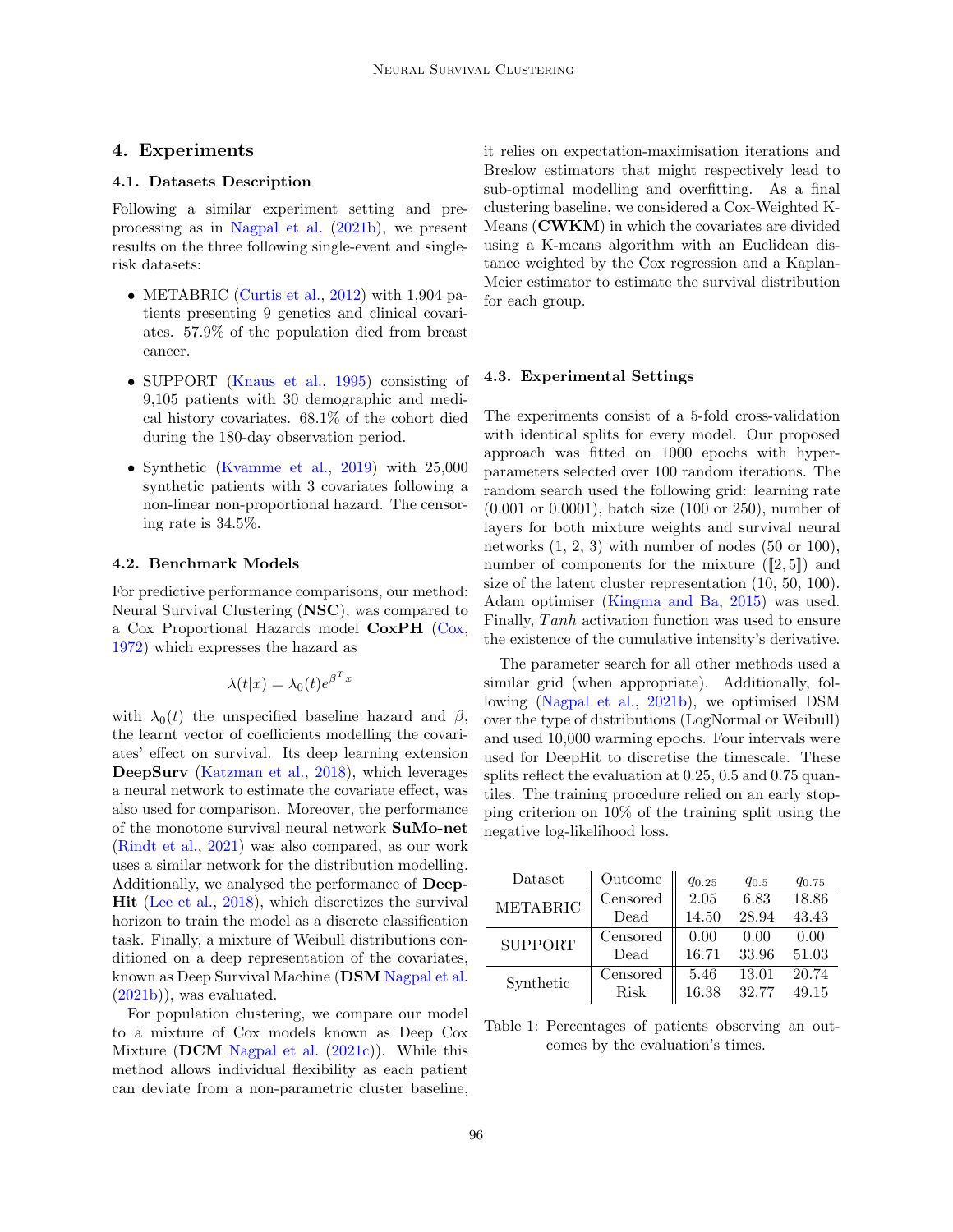## 4. Experiments

### 4.1. Datasets Description

Following a similar experiment setting and pre-processing as in Nagpal et al. (2021b), we present results on the three following single-event and single-risk datasets:

- METABRIC (Curtis et al., 2012) with 1,904 patients presenting 9 genetics and clinical covariates. 57.9% of the population died from breast cancer.
- SUPPORT (Knaus et al., 1995) consisting of 9,105 patients with 30 demographic and medical history covariates. 68.1% of the cohort died during the 180-day observation period.
- Synthetic (Kvamme et al., 2019) with 25,000 synthetic patients with 3 covariates following a non-linear non-proportional hazard. The censoring rate is 34.5%.

### 4.2. Benchmark Models

For predictive performance comparisons, our method: Neural Survival Clustering (**NSC**), was compared to a Cox Proportional Hazards model **CoxPH** (Cox, 1972) which expresses the hazard as

$$\lambda(t|x) = \lambda_0(t)e^{\beta^T x}$$

with $\lambda_0(t)$ the unspecified baseline hazard and $\beta$, the learnt vector of coefficients modelling the covariates' effect on survival. Its deep learning extension **DeepSurv** (Katzman et al., 2018), which leverages a neural network to estimate the covariate effect, was also used for comparison. Moreover, the performance of the monotone survival neural network **SuMo-net** (Rindt et al., 2021) was also compared, as our work uses a similar network for the distribution modelling. Additionally, we analysed the performance of **DeepHit** (Lee et al., 2018), which discretizes the survival horizon to train the model as a discrete classification task. Finally, a mixture of Weibull distributions conditioned on a deep representation of the covariates, known as Deep Survival Machine (**DSM** Nagpal et al. (2021b)), was evaluated.

For population clustering, we compare our model to a mixture of Cox models known as Deep Cox Mixture (**DCM** Nagpal et al. (2021c)). While this method allows individual flexibility as each patient can deviate from a non-parametric cluster baseline, it relies on expectation-maximisation iterations and Breslow estimators that might respectively lead to sub-optimal modelling and overfitting. As a final clustering baseline, we considered a Cox-Weighted K-Means (**CWKM**) in which the covariates are divided using a K-means algorithm with an Euclidean distance weighted by the Cox regression and a Kaplan-Meier estimator to estimate the survival distribution for each group.

### 4.3. Experimental Settings

The experiments consist of a 5-fold cross-validation with identical splits for every model. Our proposed approach was fitted on 1000 epochs with hyper-parameters selected over 100 random iterations. The random search used the following grid: learning rate (0.001 or 0.0001), batch size (100 or 250), number of layers for both mixture weights and survival neural networks (1, 2, 3) with number of nodes (50 or 100), number of components for the mixture ($[\![2, 5]\!]$) and size of the latent cluster representation (10, 50, 100). Adam optimiser (Kingma and Ba, 2015) was used. Finally, $Tanh$ activation function was used to ensure the existence of the cumulative intensity's derivative.

The parameter search for all other methods used a similar grid (when appropriate). Additionally, following (Nagpal et al., 2021b), we optimised DSM over the type of distributions (LogNormal or Weibull) and used 10,000 warming epochs. Four intervals were used for DeepHit to discretise the timescale. These splits reflect the evaluation at 0.25, 0.5 and 0.75 quantiles. The training procedure relied on an early stopping criterion on 10% of the training split using the negative log-likelihood loss.

| Dataset | Outcome | $q_{0.25}$ | $q_{0.5}$ | $q_{0.75}$ |
|---|---|---|---|---|
| METABRIC | Censored | 2.05 | 6.83 | 18.86 |
| | Dead | 14.50 | 28.94 | 43.43 |
| SUPPORT | Censored | 0.00 | 0.00 | 0.00 |
| | Dead | 16.71 | 33.96 | 51.03 |
| Synthetic | Censored | 5.46 | 13.01 | 20.74 |
| | Risk | 16.38 | 32.77 | 49.15 |

Table 1: Percentages of patients observing an outcomes by the evaluation's times.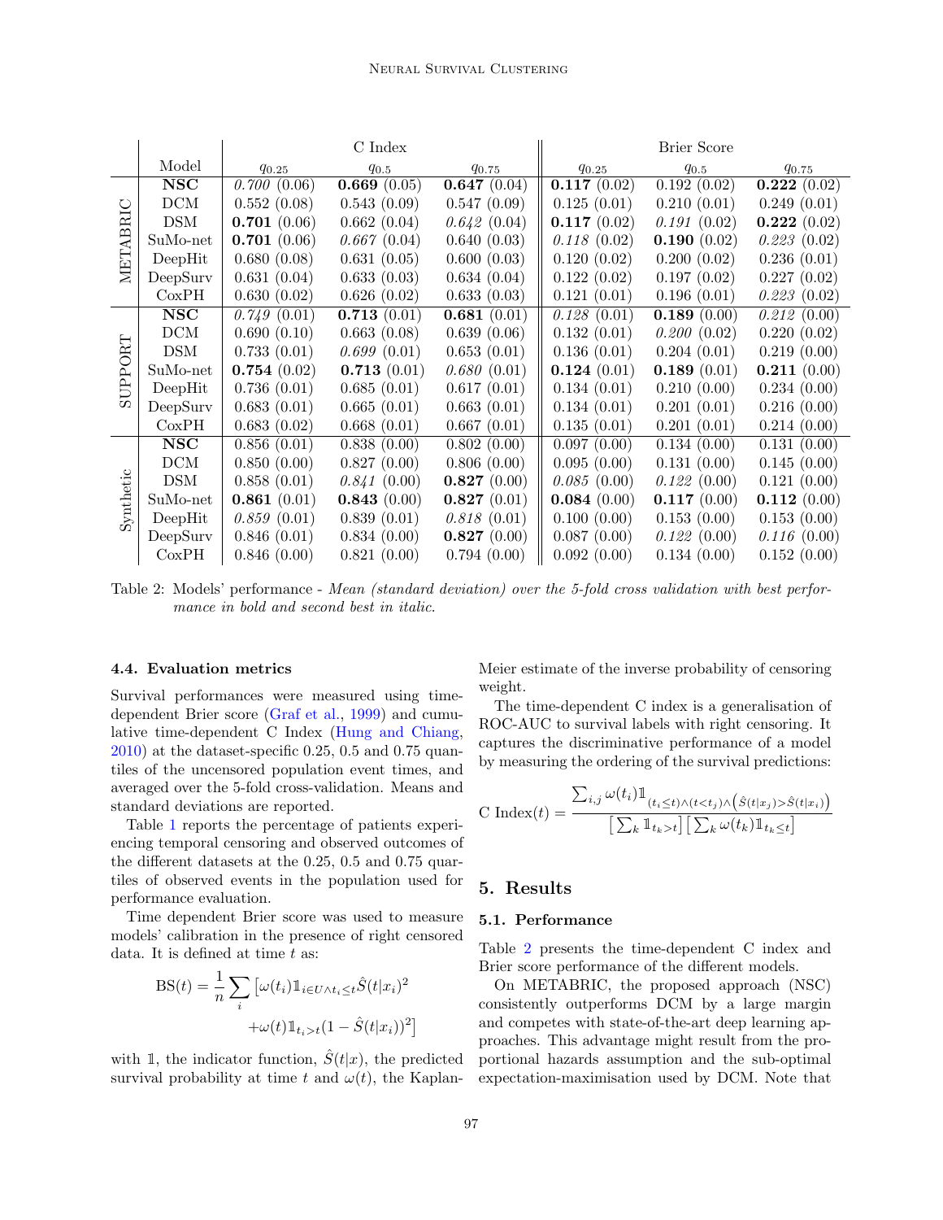| | Model | C Index | | | Brier Score | | |
|---|---|---|---|---|---|---|---|
| | | $q_{0.25}$ | $q_{0.5}$ | $q_{0.75}$ | $q_{0.25}$ | $q_{0.5}$ | $q_{0.75}$ |
| METABRIC | **NSC** | *0.700* (0.06) | **0.669** (0.05) | **0.647** (0.04) | **0.117** (0.02) | 0.192 (0.02) | **0.222** (0.02) |
| | DCM | 0.552 (0.08) | 0.543 (0.09) | 0.547 (0.09) | 0.125 (0.01) | 0.210 (0.01) | 0.249 (0.01) |
| | DSM | **0.701** (0.06) | 0.662 (0.04) | *0.642* (0.04) | **0.117** (0.02) | *0.191* (0.02) | **0.222** (0.02) |
| | SuMo-net | **0.701** (0.06) | *0.667* (0.04) | 0.640 (0.03) | *0.118* (0.02) | **0.190** (0.02) | *0.223* (0.02) |
| | DeepHit | 0.680 (0.08) | 0.631 (0.05) | 0.600 (0.03) | 0.120 (0.02) | 0.200 (0.02) | 0.236 (0.01) |
| | DeepSurv | 0.631 (0.04) | 0.633 (0.03) | 0.634 (0.04) | 0.122 (0.02) | 0.197 (0.02) | 0.227 (0.02) |
| | CoxPH | 0.630 (0.02) | 0.626 (0.02) | 0.633 (0.03) | 0.121 (0.01) | 0.196 (0.01) | *0.223* (0.02) |
| SUPPORT | **NSC** | *0.749* (0.01) | **0.713** (0.01) | **0.681** (0.01) | *0.128* (0.01) | **0.189** (0.00) | *0.212* (0.00) |
| | DCM | 0.690 (0.10) | 0.663 (0.08) | 0.639 (0.06) | 0.132 (0.01) | *0.200* (0.02) | 0.220 (0.02) |
| | DSM | 0.733 (0.01) | *0.699* (0.01) | 0.653 (0.01) | 0.136 (0.01) | 0.204 (0.01) | 0.219 (0.00) |
| | SuMo-net | **0.754** (0.02) | **0.713** (0.01) | *0.680* (0.01) | **0.124** (0.01) | **0.189** (0.01) | **0.211** (0.00) |
| | DeepHit | 0.736 (0.01) | 0.685 (0.01) | 0.617 (0.01) | 0.134 (0.01) | 0.210 (0.00) | 0.234 (0.00) |
| | DeepSurv | 0.683 (0.01) | 0.665 (0.01) | 0.663 (0.01) | 0.134 (0.01) | 0.201 (0.01) | 0.216 (0.00) |
| | CoxPH | 0.683 (0.02) | 0.668 (0.01) | 0.667 (0.01) | 0.135 (0.01) | 0.201 (0.01) | 0.214 (0.00) |
| Synthetic | **NSC** | 0.856 (0.01) | 0.838 (0.00) | 0.802 (0.00) | 0.097 (0.00) | 0.134 (0.00) | 0.131 (0.00) |
| | DCM | 0.850 (0.00) | 0.827 (0.00) | 0.806 (0.00) | 0.095 (0.00) | 0.131 (0.00) | 0.145 (0.00) |
| | DSM | 0.858 (0.01) | *0.841* (0.00) | **0.827** (0.00) | *0.085* (0.00) | *0.122* (0.00) | 0.121 (0.00) |
| | SuMo-net | **0.861** (0.01) | **0.843** (0.00) | **0.827** (0.01) | **0.084** (0.00) | **0.117** (0.00) | **0.112** (0.00) |
| | DeepHit | *0.859* (0.01) | 0.839 (0.01) | *0.818* (0.01) | 0.100 (0.00) | 0.153 (0.00) | 0.153 (0.00) |
| | DeepSurv | 0.846 (0.01) | 0.834 (0.00) | **0.827** (0.00) | 0.087 (0.00) | *0.122* (0.00) | *0.116* (0.00) |
| | CoxPH | 0.846 (0.00) | 0.821 (0.00) | 0.794 (0.00) | 0.092 (0.00) | 0.134 (0.00) | 0.152 (0.00) |

Table 2: Models' performance - *Mean (standard deviation) over the 5-fold cross validation with best performance in bold and second best in italic.*

### 4.4. Evaluation metrics

Survival performances were measured using time-dependent Brier score (Graf et al., 1999) and cumulative time-dependent C Index (Hung and Chiang, 2010) at the dataset-specific 0.25, 0.5 and 0.75 quantiles of the uncensored population event times, and averaged over the 5-fold cross-validation. Means and standard deviations are reported.

Table 1 reports the percentage of patients experiencing temporal censoring and observed outcomes of the different datasets at the 0.25, 0.5 and 0.75 quartiles of observed events in the population used for performance evaluation.

Time dependent Brier score was used to measure models' calibration in the presence of right censored data. It is defined at time $t$ as:

$$\mathrm{BS}(t) = \frac{1}{n} \sum_i \left[ \omega(t_i) \mathbb{1}_{i \in U \wedge t_i \leq t} \hat{S}(t|x_i)^2 + \omega(t) \mathbb{1}_{t_i > t} (1 - \hat{S}(t|x_i))^2 \right]$$

with $\mathbb{1}$, the indicator function, $\hat{S}(t|x)$, the predicted survival probability at time $t$ and $\omega(t)$, the Kaplan-Meier estimate of the inverse probability of censoring weight.

The time-dependent C index is a generalisation of ROC-AUC to survival labels with right censoring. It captures the discriminative performance of a model by measuring the ordering of the survival predictions:

$$\mathrm{C\ Index}(t) = \frac{\sum_{i,j} \omega(t_i) \mathbb{1}_{(t_i \leq t) \wedge (t < t_j) \wedge \left( \hat{S}(t|x_j) > \hat{S}(t|x_i) \right)}}{\left[ \sum_k \mathbb{1}_{t_k > t} \right] \left[ \sum_k \omega(t_k) \mathbb{1}_{t_k \leq t} \right]}$$

## 5. Results

### 5.1. Performance

Table 2 presents the time-dependent C index and Brier score performance of the different models.

On METABRIC, the proposed approach (NSC) consistently outperforms DCM by a large margin and competes with state-of-the-art deep learning approaches. This advantage might result from the proportional hazards assumption and the sub-optimal expectation-maximisation used by DCM. Note that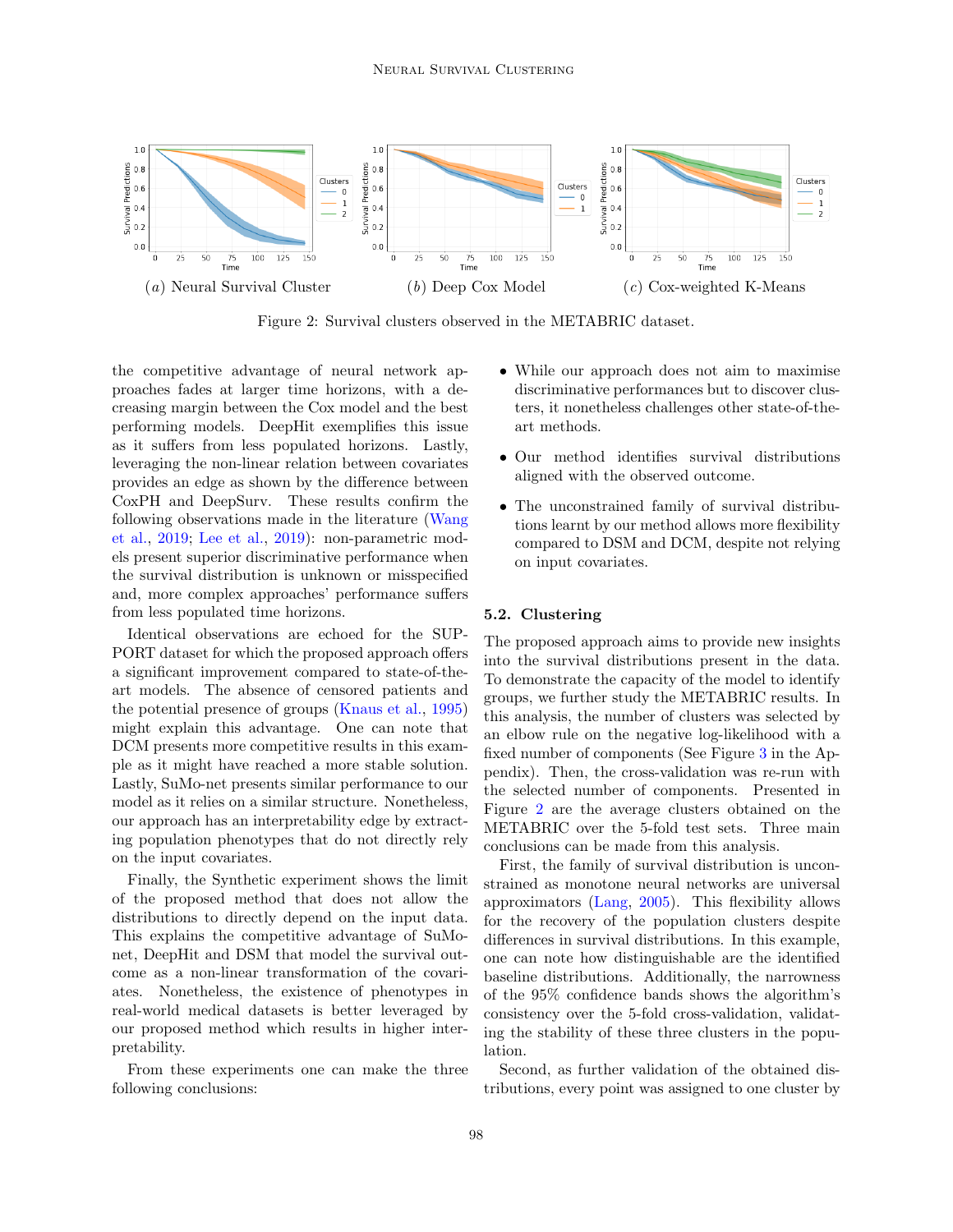(a) Neural Survival Cluster (b) Deep Cox Model (c) Cox-weighted K-Means

Figure 2: Survival clusters observed in the METABRIC dataset.

the competitive advantage of neural network approaches fades at larger time horizons, with a decreasing margin between the Cox model and the best performing models. DeepHit exemplifies this issue as it suffers from less populated horizons. Lastly, leveraging the non-linear relation between covariates provides an edge as shown by the difference between CoxPH and DeepSurv. These results confirm the following observations made in the literature (Wang et al., 2019; Lee et al., 2019): non-parametric models present superior discriminative performance when the survival distribution is unknown or misspecified and, more complex approaches' performance suffers from less populated time horizons.

Identical observations are echoed for the SUPPORT dataset for which the proposed approach offers a significant improvement compared to state-of-the-art models. The absence of censored patients and the potential presence of groups (Knaus et al., 1995) might explain this advantage. One can note that DCM presents more competitive results in this example as it might have reached a more stable solution. Lastly, SuMo-net presents similar performance to our model as it relies on a similar structure. Nonetheless, our approach has an interpretability edge by extracting population phenotypes that do not directly rely on the input covariates.

Finally, the Synthetic experiment shows the limit of the proposed method that does not allow the distributions to directly depend on the input data. This explains the competitive advantage of SuMo-net, DeepHit and DSM that model the survival outcome as a non-linear transformation of the covariates. Nonetheless, the existence of phenotypes in real-world medical datasets is better leveraged by our proposed method which results in higher interpretability.

From these experiments one can make the three following conclusions:

- While our approach does not aim to maximise discriminative performances but to discover clusters, it nonetheless challenges other state-of-the-art methods.
- Our method identifies survival distributions aligned with the observed outcome.
- The unconstrained family of survival distributions learnt by our method allows more flexibility compared to DSM and DCM, despite not relying on input covariates.

### 5.2. Clustering

The proposed approach aims to provide new insights into the survival distributions present in the data. To demonstrate the capacity of the model to identify groups, we further study the METABRIC results. In this analysis, the number of clusters was selected by an elbow rule on the negative log-likelihood with a fixed number of components (See Figure 3 in the Appendix). Then, the cross-validation was re-run with the selected number of components. Presented in Figure 2 are the average clusters obtained on the METABRIC over the 5-fold test sets. Three main conclusions can be made from this analysis.

First, the family of survival distribution is unconstrained as monotone neural networks are universal approximators (Lang, 2005). This flexibility allows for the recovery of the population clusters despite differences in survival distributions. In this example, one can note how distinguishable are the identified baseline distributions. Additionally, the narrowness of the 95% confidence bands shows the algorithm's consistency over the 5-fold cross-validation, validating the stability of these three clusters in the population.

Second, as further validation of the obtained distributions, every point was assigned to one cluster by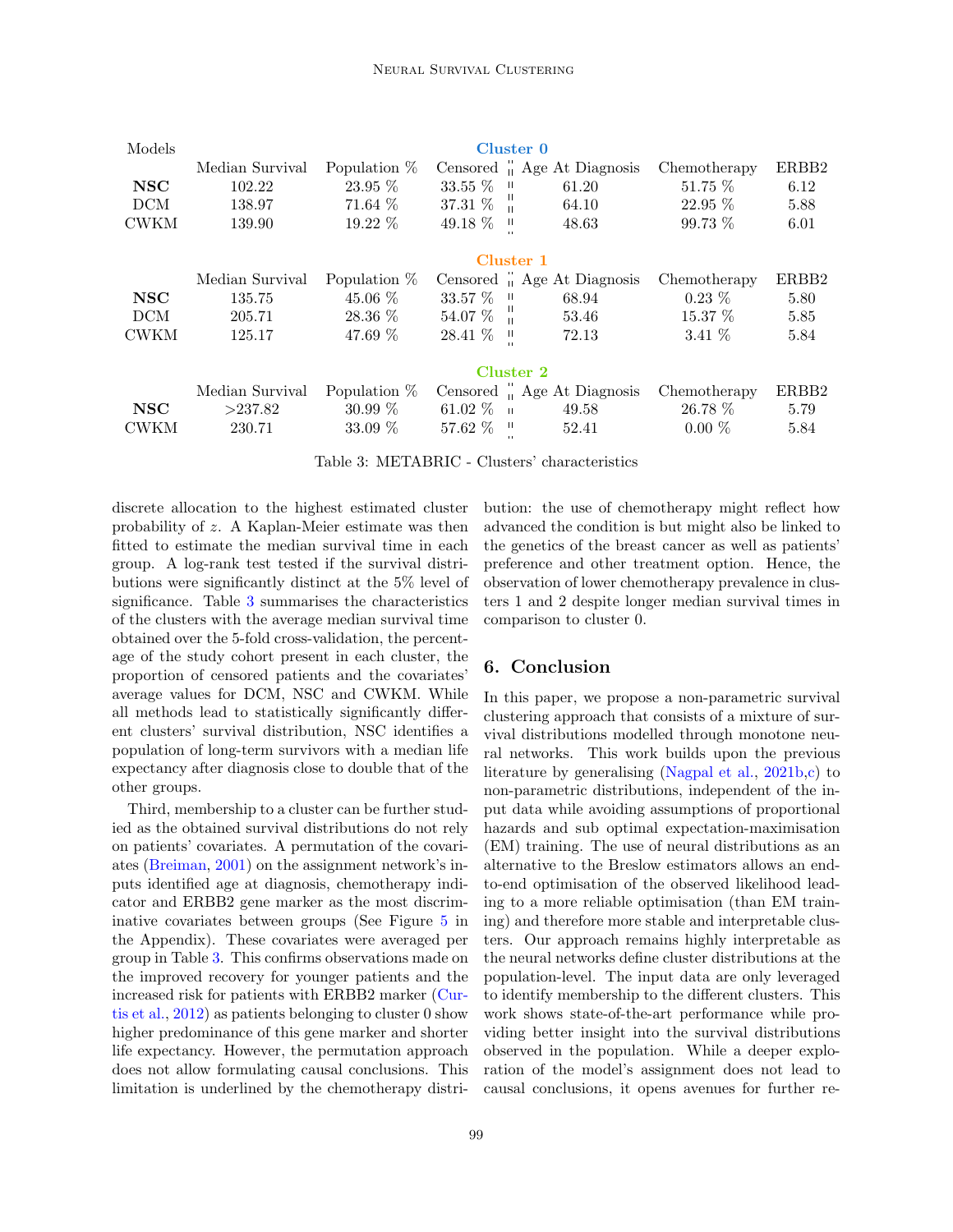| Models | Cluster 0 | | | | | |
|---|---|---|---|---|---|---|
| | Median Survival | Population % | Censored | Age At Diagnosis | Chemotherapy | ERBB2 |
| **NSC** | 102.22 | 23.95 % | 33.55 % | 61.20 | 51.75 % | 6.12 |
| DCM | 138.97 | 71.64 % | 37.31 % | 64.10 | 22.95 % | 5.88 |
| CWKM | 139.90 | 19.22 % | 49.18 % | 48.63 | 99.73 % | 6.01 |
| | **Cluster 1** | | | | | |
| | Median Survival | Population % | Censored | Age At Diagnosis | Chemotherapy | ERBB2 |
| **NSC** | 135.75 | 45.06 % | 33.57 % | 68.94 | 0.23 % | 5.80 |
| DCM | 205.71 | 28.36 % | 54.07 % | 53.46 | 15.37 % | 5.85 |
| CWKM | 125.17 | 47.69 % | 28.41 % | 72.13 | 3.41 % | 5.84 |
| | **Cluster 2** | | | | | |
| | Median Survival | Population % | Censored | Age At Diagnosis | Chemotherapy | ERBB2 |
| **NSC** | >237.82 | 30.99 % | 61.02 % | 49.58 | 26.78 % | 5.79 |
| CWKM | 230.71 | 33.09 % | 57.62 % | 52.41 | 0.00 % | 5.84 |

Table 3: METABRIC - Clusters' characteristics

discrete allocation to the highest estimated cluster probability of $z$. A Kaplan-Meier estimate was then fitted to estimate the median survival time in each group. A log-rank test tested if the survival distributions were significantly distinct at the 5% level of significance. Table 3 summarises the characteristics of the clusters with the average median survival time obtained over the 5-fold cross-validation, the percentage of the study cohort present in each cluster, the proportion of censored patients and the covariates' average values for DCM, NSC and CWKM. While all methods lead to statistically significantly different clusters' survival distribution, NSC identifies a population of long-term survivors with a median life expectancy after diagnosis close to double that of the other groups.

Third, membership to a cluster can be further studied as the obtained survival distributions do not rely on patients' covariates. A permutation of the covariates (Breiman, 2001) on the assignment network's inputs identified age at diagnosis, chemotherapy indicator and ERBB2 gene marker as the most discriminative covariates between groups (See Figure 5 in the Appendix). These covariates were averaged per group in Table 3. This confirms observations made on the improved recovery for younger patients and the increased risk for patients with ERBB2 marker (Curtis et al., 2012) as patients belonging to cluster 0 show higher predominance of this gene marker and shorter life expectancy. However, the permutation approach does not allow formulating causal conclusions. This limitation is underlined by the chemotherapy distribution: the use of chemotherapy might reflect how advanced the condition is but might also be linked to the genetics of the breast cancer as well as patients' preference and other treatment option. Hence, the observation of lower chemotherapy prevalence in clusters 1 and 2 despite longer median survival times in comparison to cluster 0.

## 6. Conclusion

In this paper, we propose a non-parametric survival clustering approach that consists of a mixture of survival distributions modelled through monotone neural networks. This work builds upon the previous literature by generalising (Nagpal et al., 2021b,c) to non-parametric distributions, independent of the input data while avoiding assumptions of proportional hazards and sub optimal expectation-maximisation (EM) training. The use of neural distributions as an alternative to the Breslow estimators allows an end-to-end optimisation of the observed likelihood leading to a more reliable optimisation (than EM training) and therefore more stable and interpretable clusters. Our approach remains highly interpretable as the neural networks define cluster distributions at the population-level. The input data are only leveraged to identify membership to the different clusters. This work shows state-of-the-art performance while providing better insight into the survival distributions observed in the population. While a deeper exploration of the model's assignment does not lead to causal conclusions, it opens avenues for further re-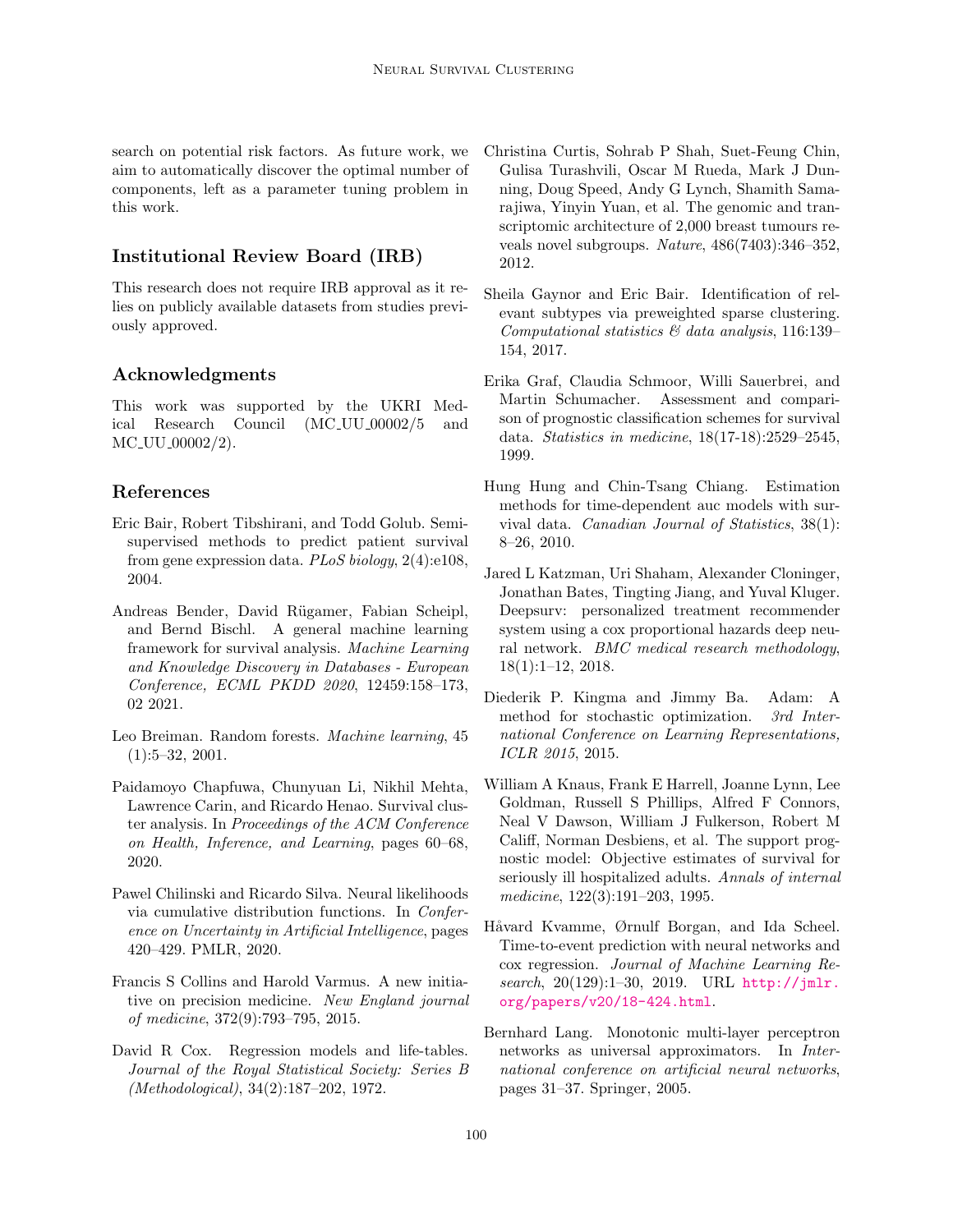search on potential risk factors. As future work, we aim to automatically discover the optimal number of components, left as a parameter tuning problem in this work.

## Institutional Review Board (IRB)

This research does not require IRB approval as it relies on publicly available datasets from studies previously approved.

## Acknowledgments

This work was supported by the UKRI Medical Research Council (MC_UU_00002/5 and MC_UU_00002/2).

## References

Eric Bair, Robert Tibshirani, and Todd Golub. Semi-supervised methods to predict patient survival from gene expression data. *PLoS biology*, 2(4):e108, 2004.

Andreas Bender, David Rügamer, Fabian Scheipl, and Bernd Bischl. A general machine learning framework for survival analysis. *Machine Learning and Knowledge Discovery in Databases - European Conference, ECML PKDD 2020*, 12459:158–173, 02 2021.

Leo Breiman. Random forests. *Machine learning*, 45 (1):5–32, 2001.

Paidamoyo Chapfuwa, Chunyuan Li, Nikhil Mehta, Lawrence Carin, and Ricardo Henao. Survival cluster analysis. In *Proceedings of the ACM Conference on Health, Inference, and Learning*, pages 60–68, 2020.

Pawel Chilinski and Ricardo Silva. Neural likelihoods via cumulative distribution functions. In *Conference on Uncertainty in Artificial Intelligence*, pages 420–429. PMLR, 2020.

Francis S Collins and Harold Varmus. A new initiative on precision medicine. *New England journal of medicine*, 372(9):793–795, 2015.

David R Cox. Regression models and life-tables. *Journal of the Royal Statistical Society: Series B (Methodological)*, 34(2):187–202, 1972.

Christina Curtis, Sohrab P Shah, Suet-Feung Chin, Gulisa Turashvili, Oscar M Rueda, Mark J Dunning, Doug Speed, Andy G Lynch, Shamith Samarajiwa, Yinyin Yuan, et al. The genomic and transcriptomic architecture of 2,000 breast tumours reveals novel subgroups. *Nature*, 486(7403):346–352, 2012.

Sheila Gaynor and Eric Bair. Identification of relevant subtypes via preweighted sparse clustering. *Computational statistics & data analysis*, 116:139–154, 2017.

Erika Graf, Claudia Schmoor, Willi Sauerbrei, and Martin Schumacher. Assessment and comparison of prognostic classification schemes for survival data. *Statistics in medicine*, 18(17-18):2529–2545, 1999.

Hung Hung and Chin-Tsang Chiang. Estimation methods for time-dependent auc models with survival data. *Canadian Journal of Statistics*, 38(1): 8–26, 2010.

Jared L Katzman, Uri Shaham, Alexander Cloninger, Jonathan Bates, Tingting Jiang, and Yuval Kluger. Deepsurv: personalized treatment recommender system using a cox proportional hazards deep neural network. *BMC medical research methodology*, 18(1):1–12, 2018.

Diederik P. Kingma and Jimmy Ba. Adam: A method for stochastic optimization. *3rd International Conference on Learning Representations, ICLR 2015*, 2015.

William A Knaus, Frank E Harrell, Joanne Lynn, Lee Goldman, Russell S Phillips, Alfred F Connors, Neal V Dawson, William J Fulkerson, Robert M Califf, Norman Desbiens, et al. The support prognostic model: Objective estimates of survival for seriously ill hospitalized adults. *Annals of internal medicine*, 122(3):191–203, 1995.

Håvard Kvamme, Ørnulf Borgan, and Ida Scheel. Time-to-event prediction with neural networks and cox regression. *Journal of Machine Learning Research*, 20(129):1–30, 2019. URL http://jmlr.org/papers/v20/18-424.html.

Bernhard Lang. Monotonic multi-layer perceptron networks as universal approximators. In *International conference on artificial neural networks*, pages 31–37. Springer, 2005.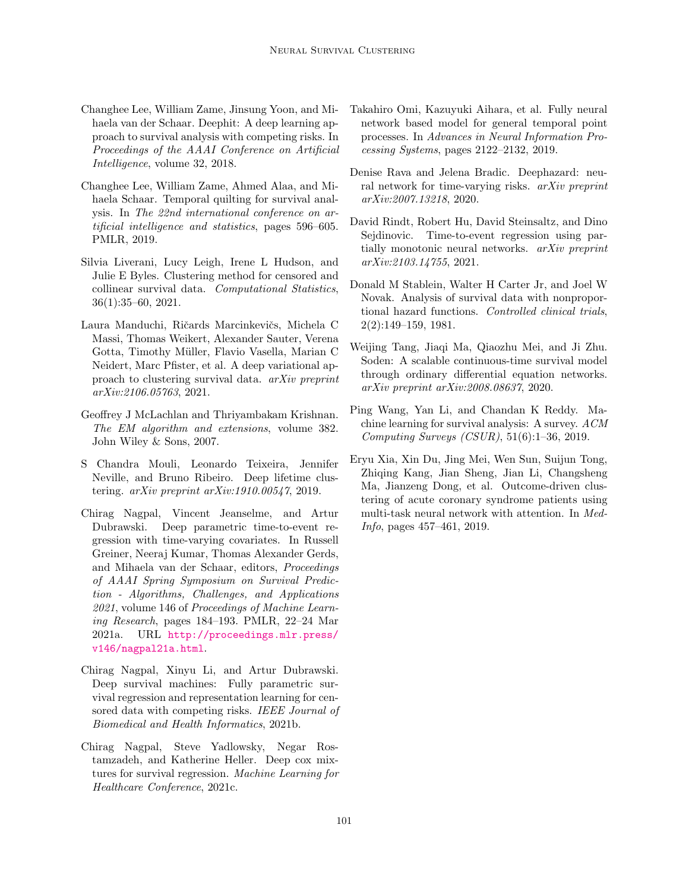Changhee Lee, William Zame, Jinsung Yoon, and Mihaela van der Schaar. Deephit: A deep learning approach to survival analysis with competing risks. In *Proceedings of the AAAI Conference on Artificial Intelligence*, volume 32, 2018.

Changhee Lee, William Zame, Ahmed Alaa, and Mihaela Schaar. Temporal quilting for survival analysis. In *The 22nd international conference on artificial intelligence and statistics*, pages 596–605. PMLR, 2019.

Silvia Liverani, Lucy Leigh, Irene L Hudson, and Julie E Byles. Clustering method for censored and collinear survival data. *Computational Statistics*, 36(1):35–60, 2021.

Laura Manduchi, Ričards Marcinkevičs, Michela C Massi, Thomas Weikert, Alexander Sauter, Verena Gotta, Timothy Müller, Flavio Vasella, Marian C Neidert, Marc Pfister, et al. A deep variational approach to clustering survival data. *arXiv preprint arXiv:2106.05763*, 2021.

Geoffrey J McLachlan and Thriyambakam Krishnan. *The EM algorithm and extensions*, volume 382. John Wiley & Sons, 2007.

S Chandra Mouli, Leonardo Teixeira, Jennifer Neville, and Bruno Ribeiro. Deep lifetime clustering. *arXiv preprint arXiv:1910.00547*, 2019.

Chirag Nagpal, Vincent Jeanselme, and Artur Dubrawski. Deep parametric time-to-event regression with time-varying covariates. In Russell Greiner, Neeraj Kumar, Thomas Alexander Gerds, and Mihaela van der Schaar, editors, *Proceedings of AAAI Spring Symposium on Survival Prediction - Algorithms, Challenges, and Applications 2021*, volume 146 of *Proceedings of Machine Learning Research*, pages 184–193. PMLR, 22–24 Mar 2021a. URL http://proceedings.mlr.press/v146/nagpal21a.html.

Chirag Nagpal, Xinyu Li, and Artur Dubrawski. Deep survival machines: Fully parametric survival regression and representation learning for censored data with competing risks. *IEEE Journal of Biomedical and Health Informatics*, 2021b.

Chirag Nagpal, Steve Yadlowsky, Negar Rostamzadeh, and Katherine Heller. Deep cox mixtures for survival regression. *Machine Learning for Healthcare Conference*, 2021c.

Takahiro Omi, Kazuyuki Aihara, et al. Fully neural network based model for general temporal point processes. In *Advances in Neural Information Processing Systems*, pages 2122–2132, 2019.

Denise Rava and Jelena Bradic. Deephazard: neural network for time-varying risks. *arXiv preprint arXiv:2007.13218*, 2020.

David Rindt, Robert Hu, David Steinsaltz, and Dino Sejdinovic. Time-to-event regression using partially monotonic neural networks. *arXiv preprint arXiv:2103.14755*, 2021.

Donald M Stablein, Walter H Carter Jr, and Joel W Novak. Analysis of survival data with nonproportional hazard functions. *Controlled clinical trials*, 2(2):149–159, 1981.

Weijing Tang, Jiaqi Ma, Qiaozhu Mei, and Ji Zhu. Soden: A scalable continuous-time survival model through ordinary differential equation networks. *arXiv preprint arXiv:2008.08637*, 2020.

Ping Wang, Yan Li, and Chandan K Reddy. Machine learning for survival analysis: A survey. *ACM Computing Surveys (CSUR)*, 51(6):1–36, 2019.

Eryu Xia, Xin Du, Jing Mei, Wen Sun, Suijun Tong, Zhiqing Kang, Jian Sheng, Jian Li, Changsheng Ma, Jianzeng Dong, et al. Outcome-driven clustering of acute coronary syndrome patients using multi-task neural network with attention. In *MedInfo*, pages 457–461, 2019.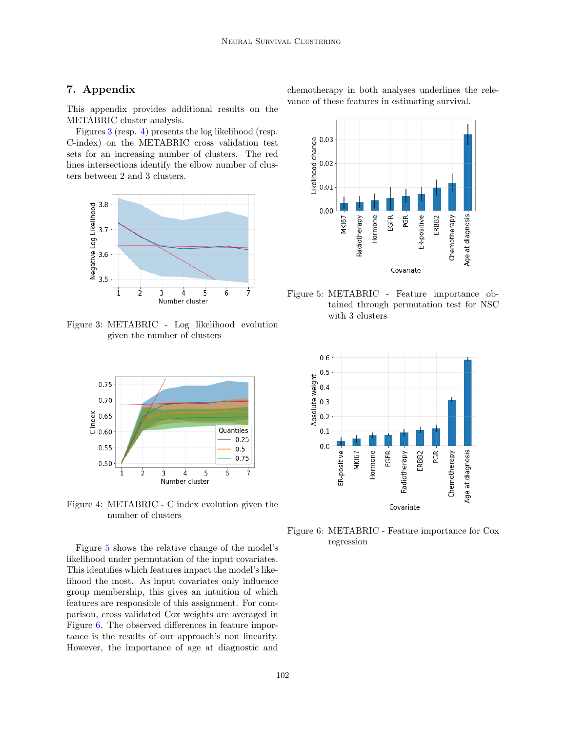## 7. Appendix

This appendix provides additional results on the METABRIC cluster analysis.

Figures 3 (resp. 4) presents the log likelihood (resp. C-index) on the METABRIC cross validation test sets for an increasing number of clusters. The red lines intersections identify the elbow number of clusters between 2 and 3 clusters.

Negative Log Likelihood
3.8
3.7
3.6
3.5
1 2 3 4 5 6 7
Number cluster

Figure 3: METABRIC - Log likelihood evolution given the number of clusters

C Index
0.75
0.70
0.65
0.60
0.55
0.50
1 2 3 4 5 6 7
Number cluster
Quantiles
0.25
0.5
0.75

Figure 4: METABRIC - C index evolution given the number of clusters

Figure 5 shows the relative change of the model's likelihood under permutation of the input covariates. This identifies which features impact the model's likelihood the most. As input covariates only influence group membership, this gives an intuition of which features are responsible of this assignment. For comparison, cross validated Cox weights are averaged in Figure 6. The observed differences in feature importance is the results of our approach's non linearity. However, the importance of age at diagnostic and chemotherapy in both analyses underlines the relevance of these features in estimating survival.

Likelihood change
0.03
0.02
0.01
0.00
MKI67
Radiotherapy
Hormone
EGFR
PGR
ER-positive
ERBB2
Chemotherapy
Age at diagnosis
Covariate

Figure 5: METABRIC - Feature importance obtained through permutation test for NSC with 3 clusters

Absolute weight
0.6
0.5
0.4
0.3
0.2
0.1
0.0
ER-positive
MKI67
Hormone
EGFR
Radiotherapy
ERBB2
PGR
Chemotherapy
Age at diagnosis
Covariate

Figure 6: METABRIC - Feature importance for Cox regression